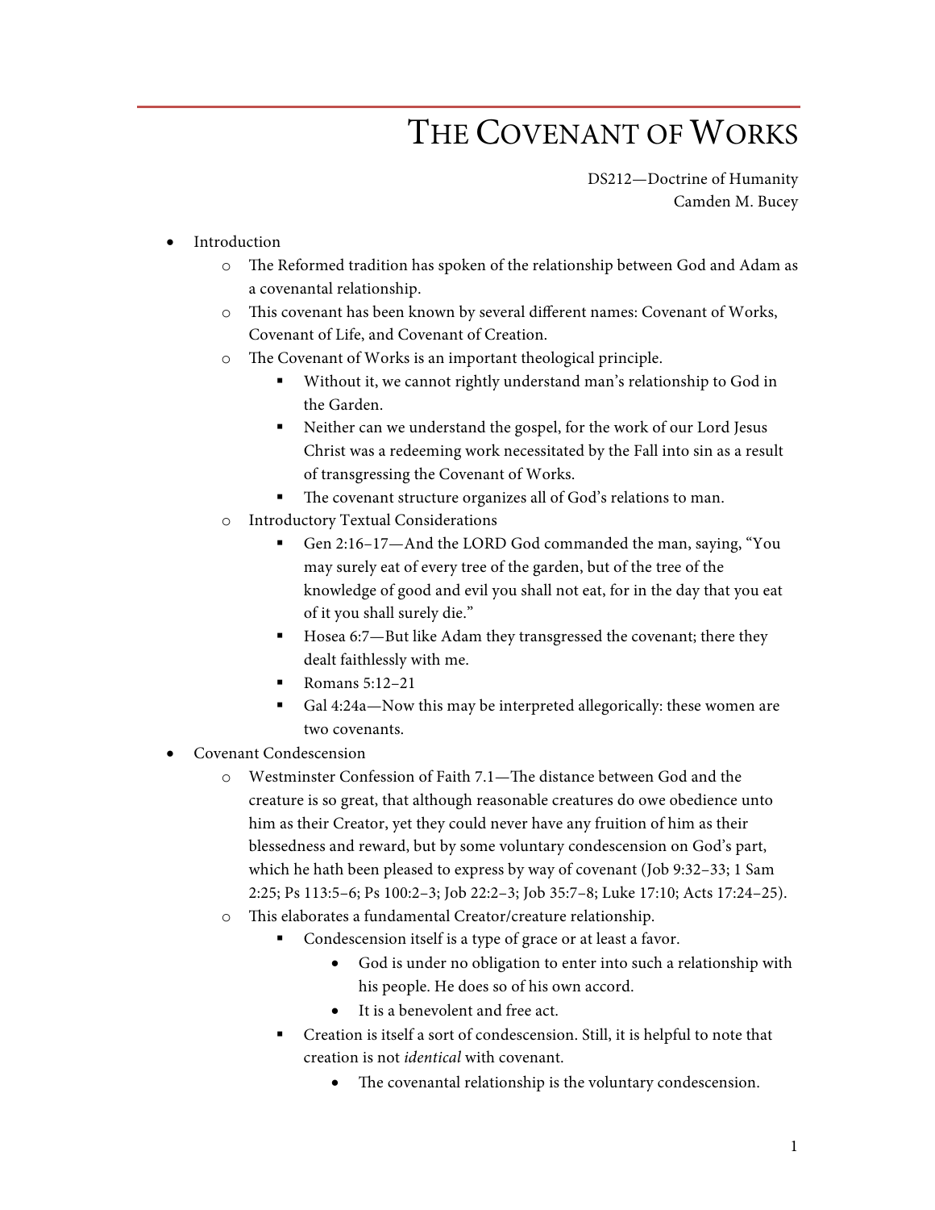# THE COVENANT OF WORKS

DS212—Doctrine of Humanity
Camden M. Bucey

- Introduction
  - The Reformed tradition has spoken of the relationship between God and Adam as a covenantal relationship.
  - This covenant has been known by several different names: Covenant of Works, Covenant of Life, and Covenant of Creation.
  - The Covenant of Works is an important theological principle.
    - Without it, we cannot rightly understand man's relationship to God in the Garden.
    - Neither can we understand the gospel, for the work of our Lord Jesus Christ was a redeeming work necessitated by the Fall into sin as a result of transgressing the Covenant of Works.
    - The covenant structure organizes all of God's relations to man.
  - Introductory Textual Considerations
    - Gen 2:16–17—And the LORD God commanded the man, saying, "You may surely eat of every tree of the garden, but of the tree of the knowledge of good and evil you shall not eat, for in the day that you eat of it you shall surely die."
    - Hosea 6:7—But like Adam they transgressed the covenant; there they dealt faithlessly with me.
    - Romans 5:12–21
    - Gal 4:24a—Now this may be interpreted allegorically: these women are two covenants.
- Covenant Condescension
  - Westminster Confession of Faith 7.1—The distance between God and the creature is so great, that although reasonable creatures do owe obedience unto him as their Creator, yet they could never have any fruition of him as their blessedness and reward, but by some voluntary condescension on God's part, which he hath been pleased to express by way of covenant (Job 9:32–33; 1 Sam 2:25; Ps 113:5–6; Ps 100:2–3; Job 22:2–3; Job 35:7–8; Luke 17:10; Acts 17:24–25).
  - This elaborates a fundamental Creator/creature relationship.
    - Condescension itself is a type of grace or at least a favor.
      - God is under no obligation to enter into such a relationship with his people. He does so of his own accord.
      - It is a benevolent and free act.
    - Creation is itself a sort of condescension. Still, it is helpful to note that creation is not *identical* with covenant.
      - The covenantal relationship is the voluntary condescension.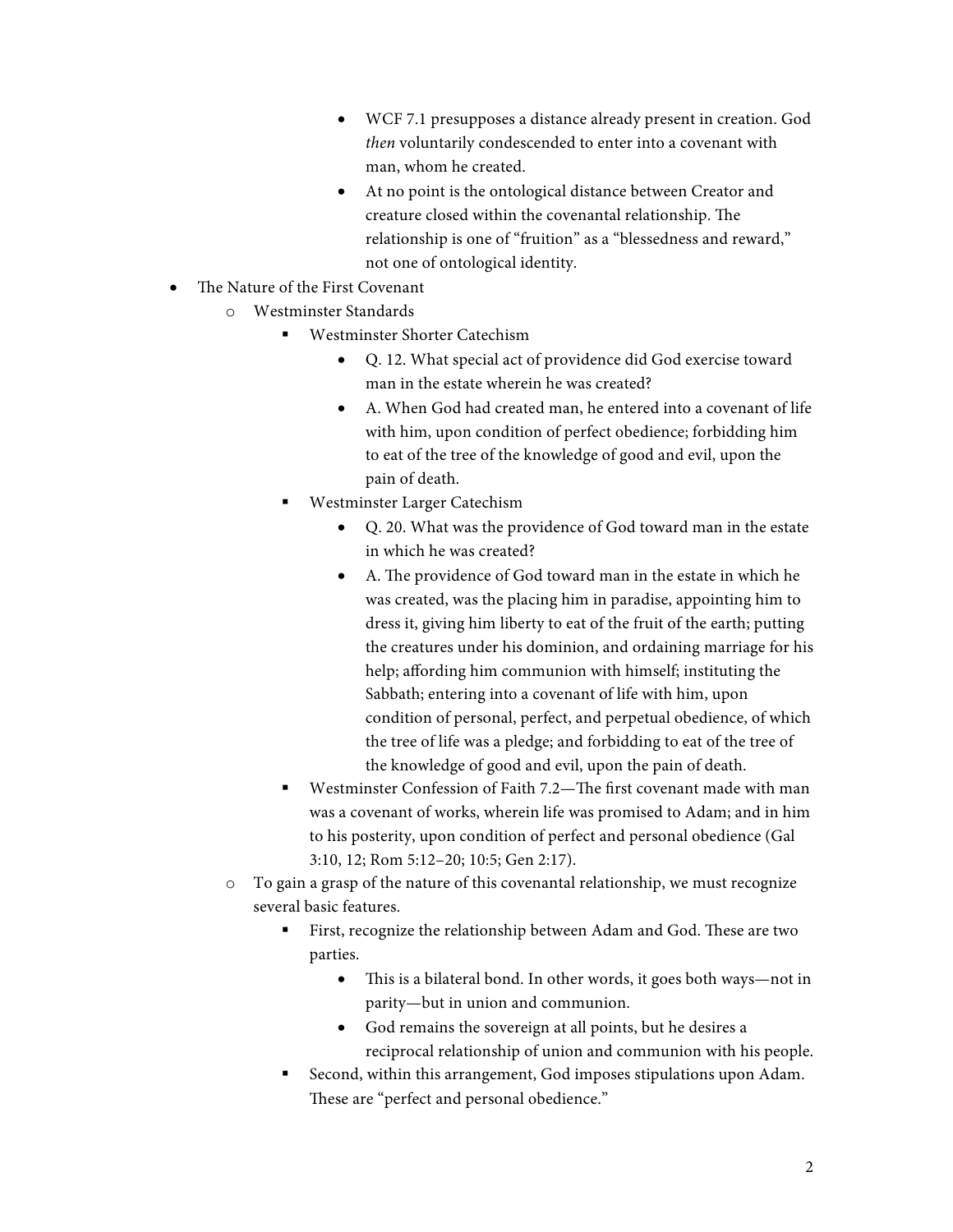- WCF 7.1 presupposes a distance already present in creation. God *then* voluntarily condescended to enter into a covenant with man, whom he created.
            - At no point is the ontological distance between Creator and creature closed within the covenantal relationship. The relationship is one of "fruition" as a "blessedness and reward," not one of ontological identity.

- The Nature of the First Covenant
    - Westminster Standards
        - Westminster Shorter Catechism
            - Q. 12. What special act of providence did God exercise toward man in the estate wherein he was created?
            - A. When God had created man, he entered into a covenant of life with him, upon condition of perfect obedience; forbidding him to eat of the tree of the knowledge of good and evil, upon the pain of death.
        - Westminster Larger Catechism
            - Q. 20. What was the providence of God toward man in the estate in which he was created?
            - A. The providence of God toward man in the estate in which he was created, was the placing him in paradise, appointing him to dress it, giving him liberty to eat of the fruit of the earth; putting the creatures under his dominion, and ordaining marriage for his help; affording him communion with himself; instituting the Sabbath; entering into a covenant of life with him, upon condition of personal, perfect, and perpetual obedience, of which the tree of life was a pledge; and forbidding to eat of the tree of the knowledge of good and evil, upon the pain of death.
        - Westminster Confession of Faith 7.2—The first covenant made with man was a covenant of works, wherein life was promised to Adam; and in him to his posterity, upon condition of perfect and personal obedience (Gal 3:10, 12; Rom 5:12–20; 10:5; Gen 2:17).
    - To gain a grasp of the nature of this covenantal relationship, we must recognize several basic features.
        - First, recognize the relationship between Adam and God. These are two parties.
            - This is a bilateral bond. In other words, it goes both ways—not in parity—but in union and communion.
            - God remains the sovereign at all points, but he desires a reciprocal relationship of union and communion with his people.
        - Second, within this arrangement, God imposes stipulations upon Adam. These are "perfect and personal obedience."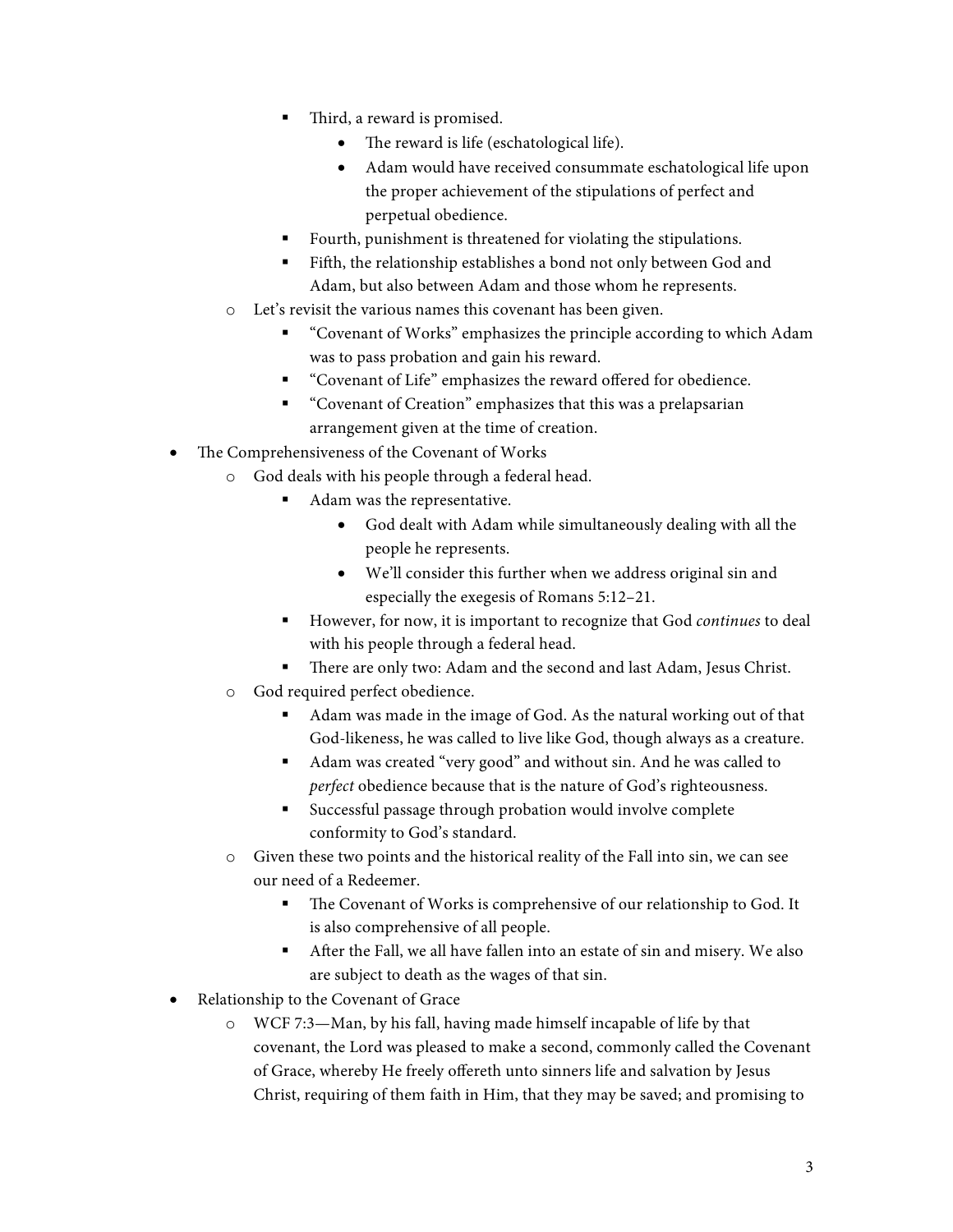- Third, a reward is promised.
            - The reward is life (eschatological life).
            - Adam would have received consummate eschatological life upon the proper achievement of the stipulations of perfect and perpetual obedience.
        - Fourth, punishment is threatened for violating the stipulations.
        - Fifth, the relationship establishes a bond not only between God and Adam, but also between Adam and those whom he represents.
    - Let's revisit the various names this covenant has been given.
        - "Covenant of Works" emphasizes the principle according to which Adam was to pass probation and gain his reward.
        - "Covenant of Life" emphasizes the reward offered for obedience.
        - "Covenant of Creation" emphasizes that this was a prelapsarian arrangement given at the time of creation.
- The Comprehensiveness of the Covenant of Works
    - God deals with his people through a federal head.
        - Adam was the representative.
            - God dealt with Adam while simultaneously dealing with all the people he represents.
            - We'll consider this further when we address original sin and especially the exegesis of Romans 5:12–21.
        - However, for now, it is important to recognize that God *continues* to deal with his people through a federal head.
        - There are only two: Adam and the second and last Adam, Jesus Christ.
    - God required perfect obedience.
        - Adam was made in the image of God. As the natural working out of that God-likeness, he was called to live like God, though always as a creature.
        - Adam was created "very good" and without sin. And he was called to *perfect* obedience because that is the nature of God's righteousness.
        - Successful passage through probation would involve complete conformity to God's standard.
    - Given these two points and the historical reality of the Fall into sin, we can see our need of a Redeemer.
        - The Covenant of Works is comprehensive of our relationship to God. It is also comprehensive of all people.
        - After the Fall, we all have fallen into an estate of sin and misery. We also are subject to death as the wages of that sin.
- Relationship to the Covenant of Grace
    - WCF 7:3—Man, by his fall, having made himself incapable of life by that covenant, the Lord was pleased to make a second, commonly called the Covenant of Grace, whereby He freely offereth unto sinners life and salvation by Jesus Christ, requiring of them faith in Him, that they may be saved; and promising to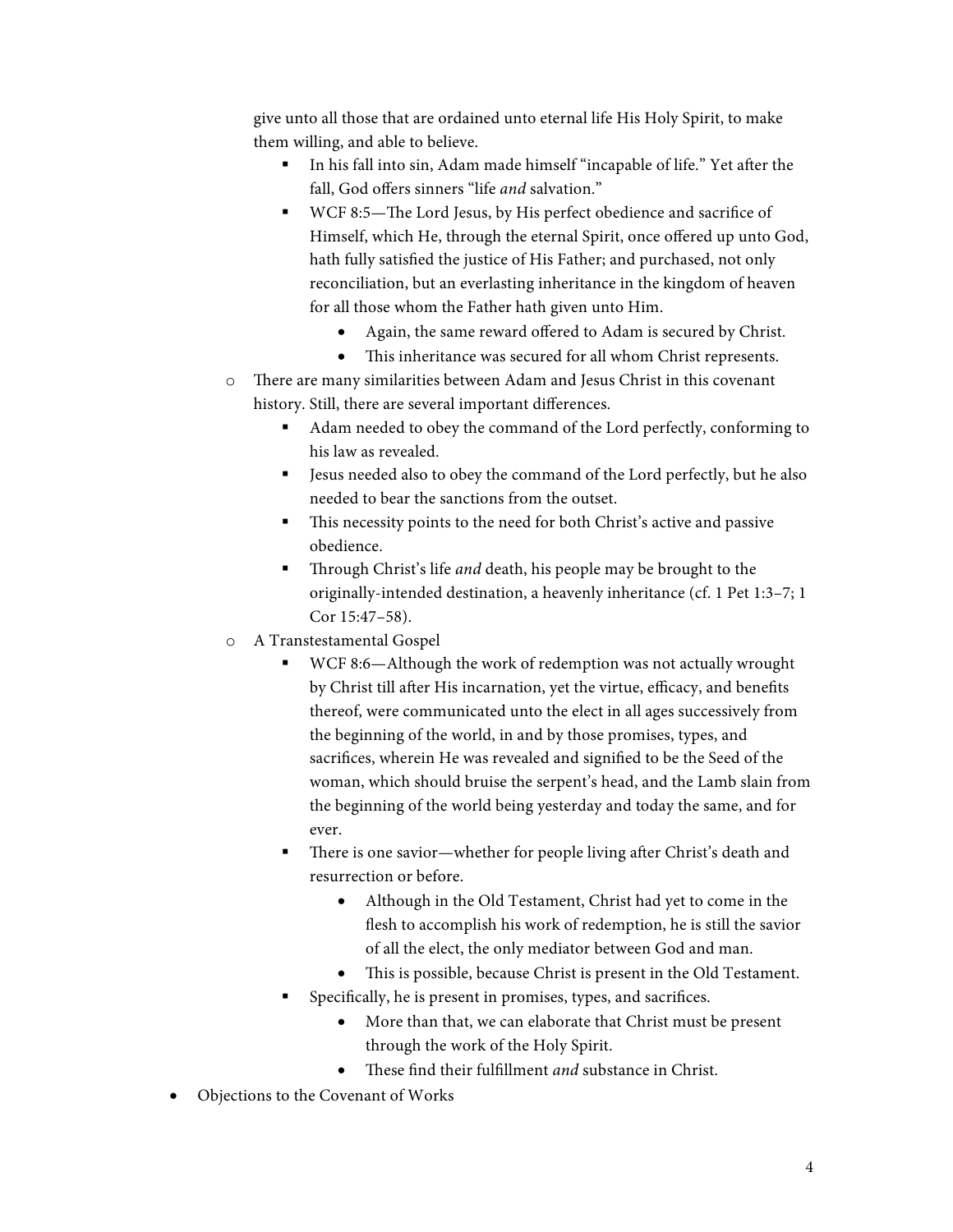give unto all those that are ordained unto eternal life His Holy Spirit, to make them willing, and able to believe.

        - In his fall into sin, Adam made himself "incapable of life." Yet after the fall, God offers sinners "life *and* salvation."
        - WCF 8:5—The Lord Jesus, by His perfect obedience and sacrifice of Himself, which He, through the eternal Spirit, once offered up unto God, hath fully satisfied the justice of His Father; and purchased, not only reconciliation, but an everlasting inheritance in the kingdom of heaven for all those whom the Father hath given unto Him.
            - Again, the same reward offered to Adam is secured by Christ.
            - This inheritance was secured for all whom Christ represents.
    - There are many similarities between Adam and Jesus Christ in this covenant history. Still, there are several important differences.
        - Adam needed to obey the command of the Lord perfectly, conforming to his law as revealed.
        - Jesus needed also to obey the command of the Lord perfectly, but he also needed to bear the sanctions from the outset.
        - This necessity points to the need for both Christ's active and passive obedience.
        - Through Christ's life *and* death, his people may be brought to the originally-intended destination, a heavenly inheritance (cf. 1 Pet 1:3–7; 1 Cor 15:47–58).
    - A Transtestamental Gospel
        - WCF 8:6—Although the work of redemption was not actually wrought by Christ till after His incarnation, yet the virtue, efficacy, and benefits thereof, were communicated unto the elect in all ages successively from the beginning of the world, in and by those promises, types, and sacrifices, wherein He was revealed and signified to be the Seed of the woman, which should bruise the serpent's head, and the Lamb slain from the beginning of the world being yesterday and today the same, and for ever.
        - There is one savior—whether for people living after Christ's death and resurrection or before.
            - Although in the Old Testament, Christ had yet to come in the flesh to accomplish his work of redemption, he is still the savior of all the elect, the only mediator between God and man.
            - This is possible, because Christ is present in the Old Testament.
        - Specifically, he is present in promises, types, and sacrifices.
            - More than that, we can elaborate that Christ must be present through the work of the Holy Spirit.
            - These find their fulfillment *and* substance in Christ.

- Objections to the Covenant of Works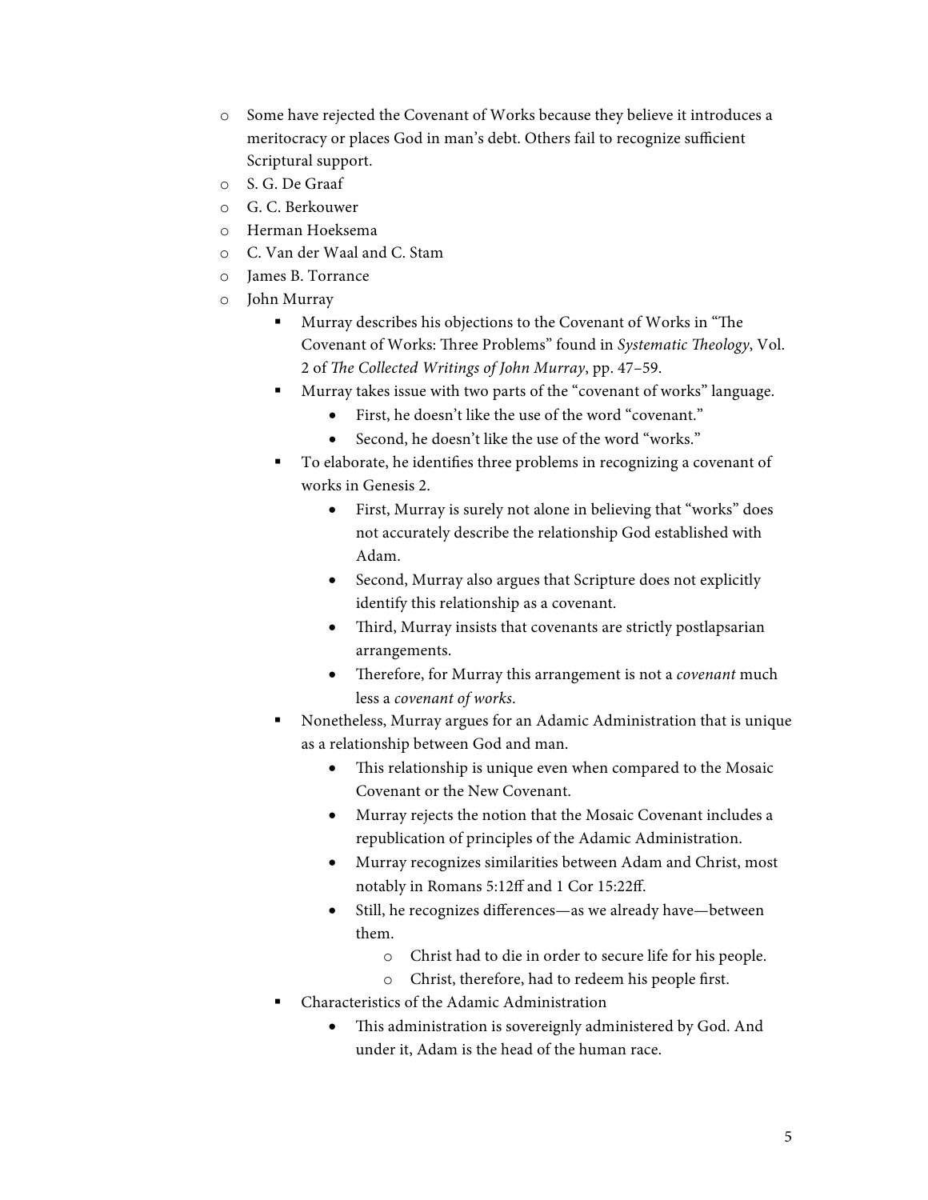- Some have rejected the Covenant of Works because they believe it introduces a meritocracy or places God in man's debt. Others fail to recognize sufficient Scriptural support.
- S. G. De Graaf
- G. C. Berkouwer
- Herman Hoeksema
- C. Van der Waal and C. Stam
- James B. Torrance
- John Murray
    - Murray describes his objections to the Covenant of Works in "The Covenant of Works: Three Problems" found in *Systematic Theology*, Vol. 2 of *The Collected Writings of John Murray*, pp. 47–59.
    - Murray takes issue with two parts of the "covenant of works" language.
        - First, he doesn't like the use of the word "covenant."
        - Second, he doesn't like the use of the word "works."
    - To elaborate, he identifies three problems in recognizing a covenant of works in Genesis 2.
        - First, Murray is surely not alone in believing that "works" does not accurately describe the relationship God established with Adam.
        - Second, Murray also argues that Scripture does not explicitly identify this relationship as a covenant.
        - Third, Murray insists that covenants are strictly postlapsarian arrangements.
        - Therefore, for Murray this arrangement is not a *covenant* much less a *covenant of works*.
    - Nonetheless, Murray argues for an Adamic Administration that is unique as a relationship between God and man.
        - This relationship is unique even when compared to the Mosaic Covenant or the New Covenant.
        - Murray rejects the notion that the Mosaic Covenant includes a republication of principles of the Adamic Administration.
        - Murray recognizes similarities between Adam and Christ, most notably in Romans 5:12ff and 1 Cor 15:22ff.
        - Still, he recognizes differences—as we already have—between them.
            - Christ had to die in order to secure life for his people.
            - Christ, therefore, had to redeem his people first.
    - Characteristics of the Adamic Administration
        - This administration is sovereignly administered by God. And under it, Adam is the head of the human race.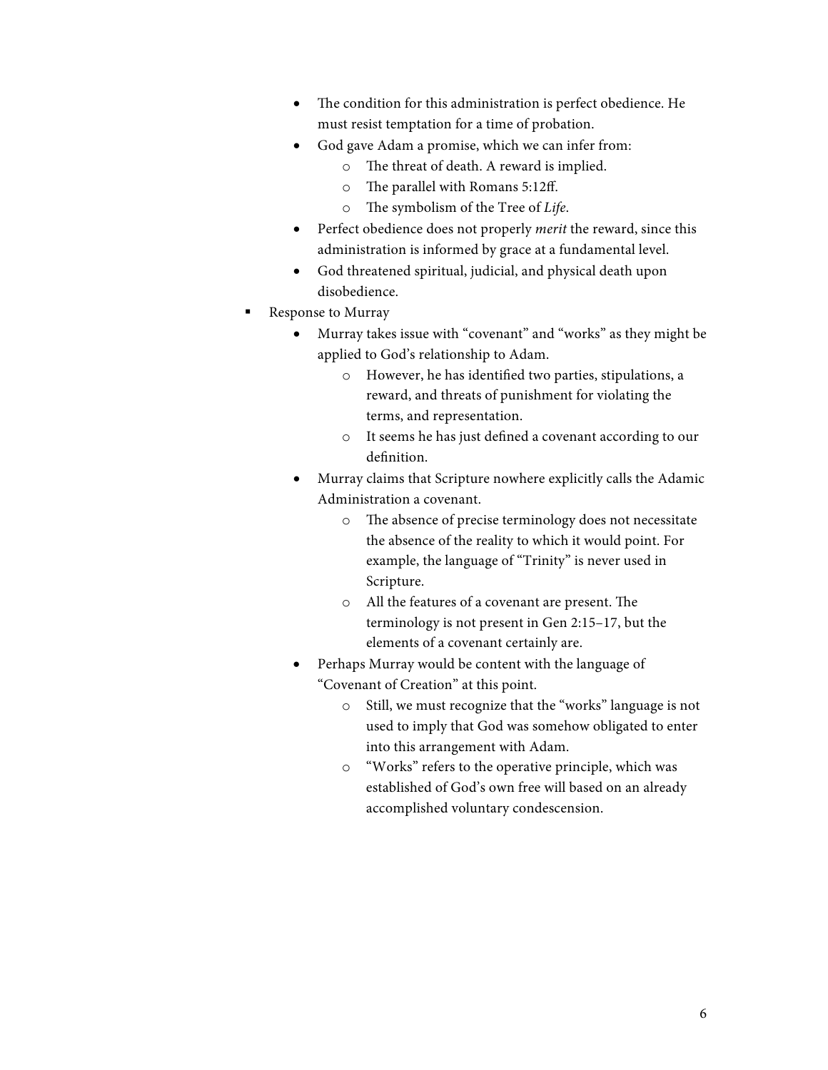- The condition for this administration is perfect obedience. He must resist temptation for a time of probation.
- God gave Adam a promise, which we can infer from:
  - The threat of death. A reward is implied.
  - The parallel with Romans 5:12ff.
  - The symbolism of the Tree of *Life*.
- Perfect obedience does not properly *merit* the reward, since this administration is informed by grace at a fundamental level.
- God threatened spiritual, judicial, and physical death upon disobedience.

- Response to Murray
  - Murray takes issue with "covenant" and "works" as they might be applied to God's relationship to Adam.
    - However, he has identified two parties, stipulations, a reward, and threats of punishment for violating the terms, and representation.
    - It seems he has just defined a covenant according to our definition.
  - Murray claims that Scripture nowhere explicitly calls the Adamic Administration a covenant.
    - The absence of precise terminology does not necessitate the absence of the reality to which it would point. For example, the language of "Trinity" is never used in Scripture.
    - All the features of a covenant are present. The terminology is not present in Gen 2:15–17, but the elements of a covenant certainly are.
  - Perhaps Murray would be content with the language of "Covenant of Creation" at this point.
    - Still, we must recognize that the "works" language is not used to imply that God was somehow obligated to enter into this arrangement with Adam.
    - "Works" refers to the operative principle, which was established of God's own free will based on an already accomplished voluntary condescension.